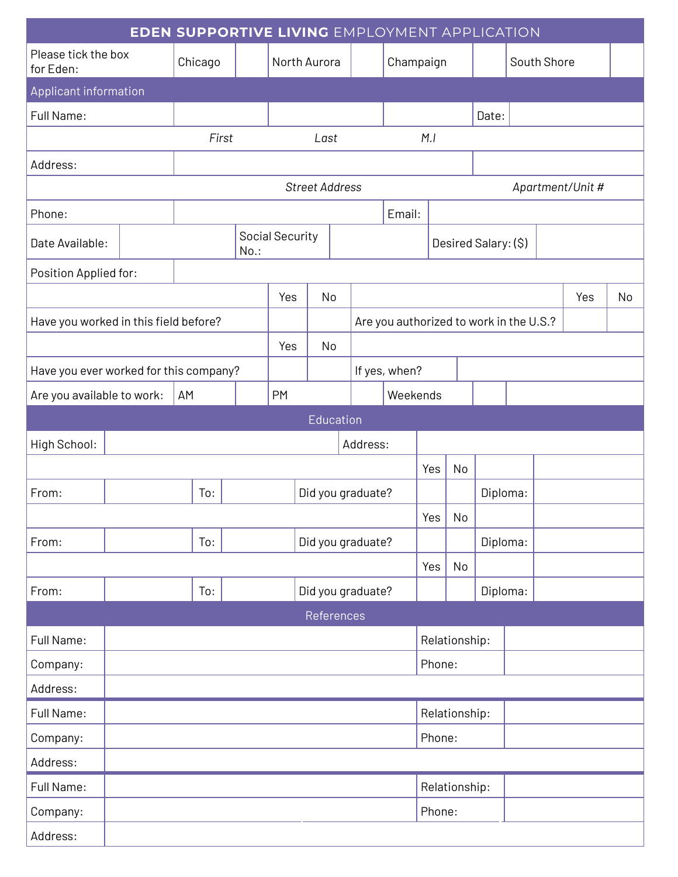# **EDEN SUPPORTIVE LIVING** EMPLOYMENT APPLICATION

| Please tick the box for Eden: | Chicago | | North Aurora | | Champaign | | South Shore | |
|---|---|---|---|---|---|---|---|---|

## Applicant information

| Full Name: | | | | Date: | |
|---|---|---|---|---|---|
| | *First* | *Last* | *M.I* | | |

| Address: | | |
|---|---|---|
| | *Street Address* | *Apartment/Unit #* |

| Phone: | | Email: | |
|---|---|---|---|

| Date Available: | | Social Security No.: | | Desired Salary: ($) | |
|---|---|---|---|---|---|

| Position Applied for: | |
|---|---|

| | Yes | No | | Yes | No |
|---|---|---|---|---|---|
| Have you worked in this field before? | | | Are you authorized to work in the U.S.? | | |

| | Yes | No | | |
|---|---|---|---|---|
| Have you ever worked for this company? | | | If yes, when? | |

| Are you available to work: | AM | | PM | | Weekends | |
|---|---|---|---|---|---|---|

## Education

| High School: | | Address: | |
|---|---|---|---|

| | | | | | Yes | No | | |
|---|---|---|---|---|---|---|---|---|
| From: | | To: | | Did you graduate? | | | Diploma: | |
| | | | | | Yes | No | | |
| From: | | To: | | Did you graduate? | | | Diploma: | |
| | | | | | Yes | No | | |
| From: | | To: | | Did you graduate? | | | Diploma: | |

## References

| Full Name: | | Relationship: | |
|---|---|---|---|
| Company: | | Phone: | |
| Address: | | | |

| Full Name: | | Relationship: | |
|---|---|---|---|
| Company: | | Phone: | |
| Address: | | | |

| Full Name: | | Relationship: | |
|---|---|---|---|
| Company: | | Phone: | |
| Address: | | | |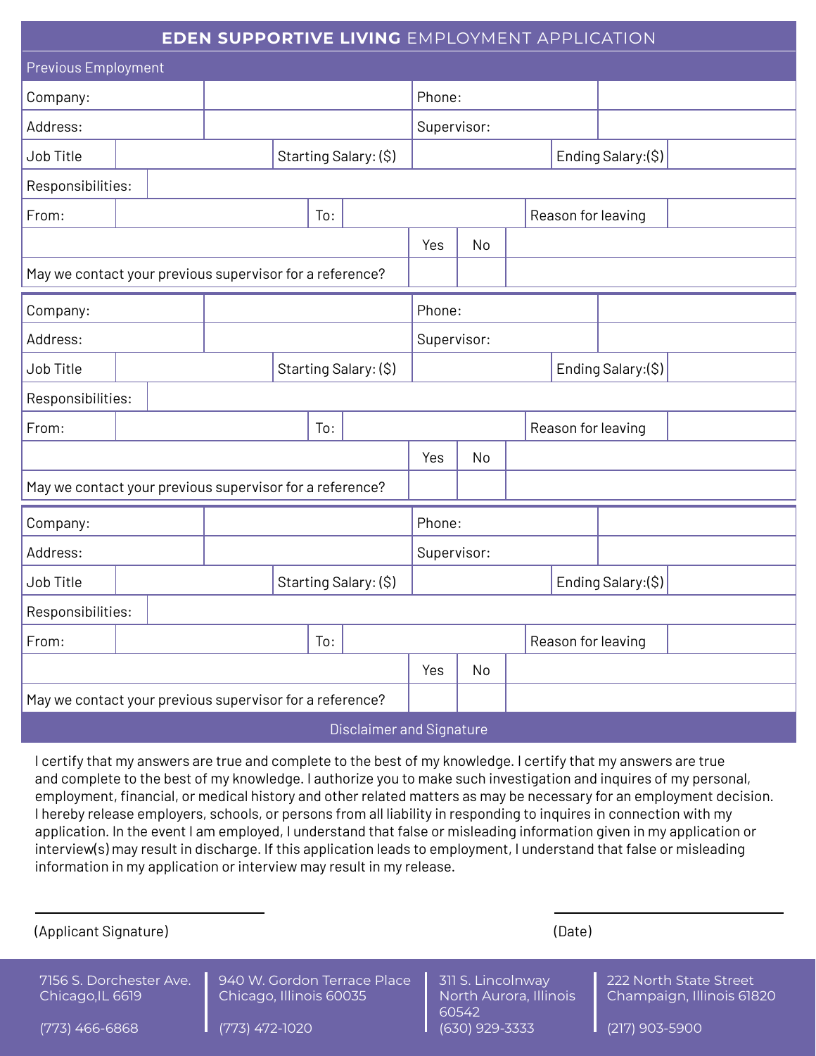# EDEN SUPPORTIVE LIVING EMPLOYMENT APPLICATION

## Previous Employment

| | | | | | |
|---|---|---|---|---|---|
| Company: | | Phone: | | | |
| Address: | | Supervisor: | | | |
| Job Title | | Starting Salary: ($) | | Ending Salary:($) | |
| Responsibilities: | | | | | |
| From: | | To: | | Reason for leaving | |
| | | Yes | No | | |
| May we contact your previous supervisor for a reference? | | | | | |

| | | | | | |
|---|---|---|---|---|---|
| Company: | | Phone: | | | |
| Address: | | Supervisor: | | | |
| Job Title | | Starting Salary: ($) | | Ending Salary:($) | |
| Responsibilities: | | | | | |
| From: | | To: | | Reason for leaving | |
| | | Yes | No | | |
| May we contact your previous supervisor for a reference? | | | | | |

| | | | | | |
|---|---|---|---|---|---|
| Company: | | Phone: | | | |
| Address: | | Supervisor: | | | |
| Job Title | | Starting Salary: ($) | | Ending Salary:($) | |
| Responsibilities: | | | | | |
| From: | | To: | | Reason for leaving | |
| | | Yes | No | | |
| May we contact your previous supervisor for a reference? | | | | | |

## Disclaimer and Signature

I certify that my answers are true and complete to the best of my knowledge. I certify that my answers are true and complete to the best of my knowledge. I authorize you to make such investigation and inquires of my personal, employment, financial, or medical history and other related matters as may be necessary for an employment decision. I hereby release employers, schools, or persons from all liability in responding to inquires in connection with my application. In the event I am employed, I understand that false or misleading information given in my application or interview(s) may result in discharge. If this application leads to employment, I understand that false or misleading information in my application or interview may result in my release.

______________________________ (Applicant Signature)

______________________________ (Date)

7156 S. Dorchester Ave.
Chicago,IL 6619
(773) 466-6868

940 W. Gordon Terrace Place
Chicago, Illinois 60035
(773) 472-1020

311 S. Lincolnway
North Aurora, Illinois 60542
(630) 929-3333

222 North State Street
Champaign, Illinois 61820
(217) 903-5900